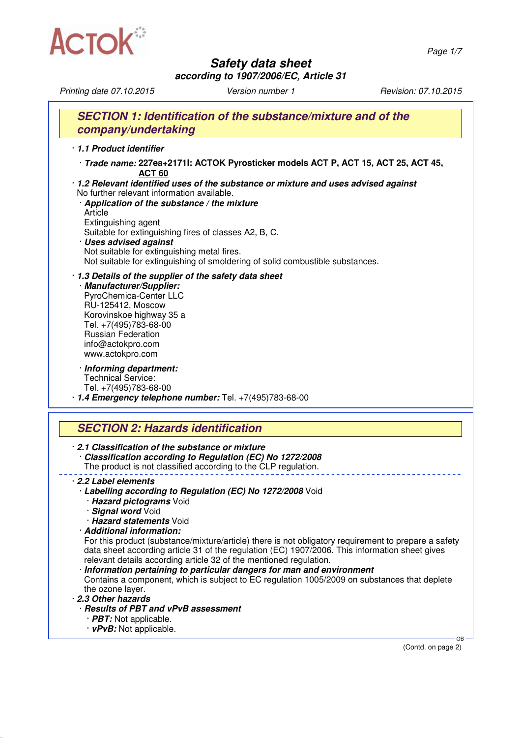# Safety data sheet

*according to 1907/2006/EC, Article 31*

*Printing date 07.10.2015* *Version number 1* *Revision: 07.10.2015*

## SECTION 1: Identification of the substance/mixture and of the company/undertaking

· **1.1 Product identifier**

· **Trade name:** **227ea+2171I: ACTOK Pyrosticker models ACT P, ACT 15, ACT 25, ACT 45, ACT 60**

· **1.2 Relevant identified uses of the substance or mixture and uses advised against**
No further relevant information available.

· **Application of the substance / the mixture**
Article
Extinguishing agent
Suitable for extinguishing fires of classes A2, B, C.

· **Uses advised against**
Not suitable for extinguishing metal fires.
Not suitable for extinguishing of smoldering of solid combustible substances.

· **1.3 Details of the supplier of the safety data sheet**

· **Manufacturer/Supplier:**
PyroChemica-Center LLC
RU-125412, Moscow
Korovinskoe highway 35 a
Tel. +7(495)783-68-00
Russian Federation
info@actokpro.com
www.actokpro.com

· **Informing department:**
Technical Service:
Tel. +7(495)783-68-00

· **1.4 Emergency telephone number:** Tel. +7(495)783-68-00

## SECTION 2: Hazards identification

· **2.1 Classification of the substance or mixture**

· **Classification according to Regulation (EC) No 1272/2008**
The product is not classified according to the CLP regulation.

· **2.2 Label elements**

· **Labelling according to Regulation (EC) No 1272/2008** Void

· **Hazard pictograms** Void

· **Signal word** Void

· **Hazard statements** Void

· **Additional information:**
For this product (substance/mixture/article) there is not obligatory requirement to prepare a safety data sheet according article 31 of the regulation (EC) 1907/2006. This information sheet gives relevant details according article 32 of the mentioned regulation.

· **Information pertaining to particular dangers for man and environment**
Contains a component, which is subject to EC regulation 1005/2009 on substances that deplete the ozone layer.

· **2.3 Other hazards**

· **Results of PBT and vPvB assessment**

· **PBT:** Not applicable.

· **vPvB:** Not applicable.

(Contd. on page 2)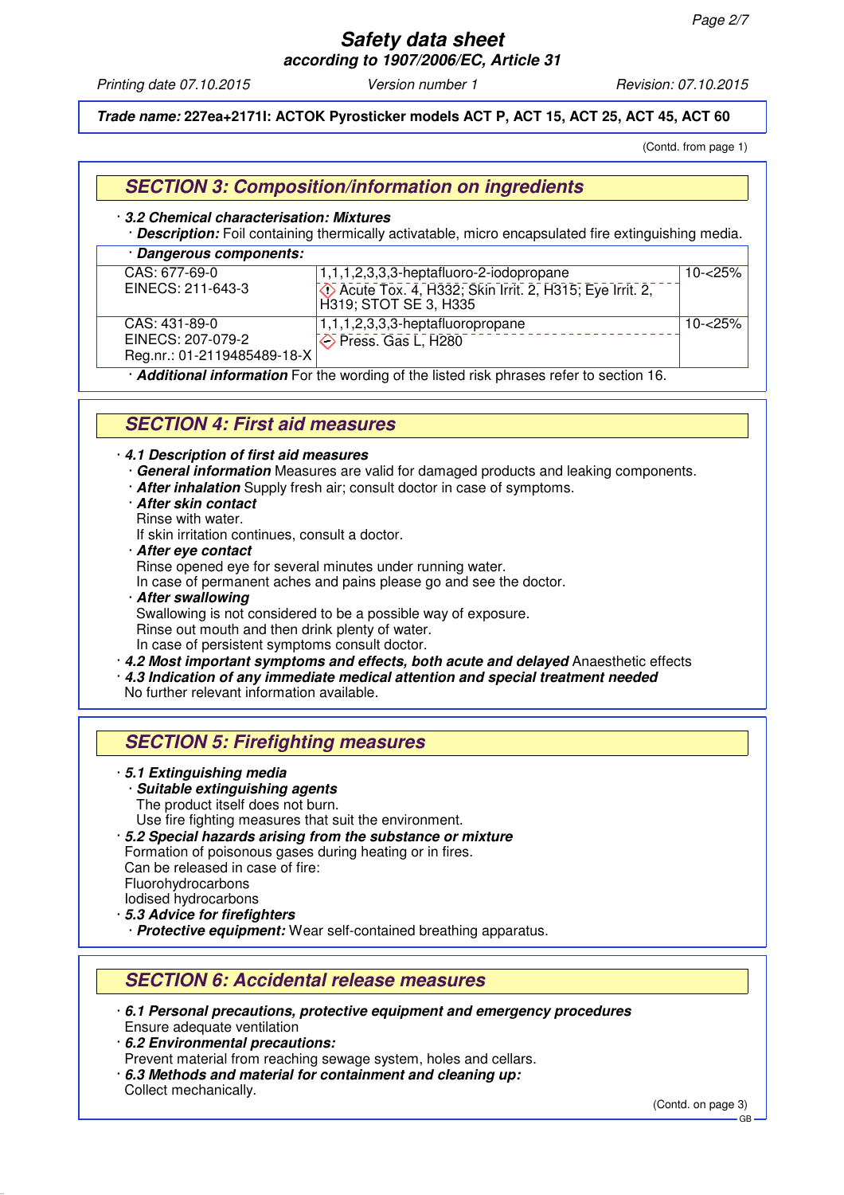**Trade name: 227ea+2171I: ACTOK Pyrosticker models ACT P, ACT 15, ACT 25, ACT 45, ACT 60**

(Contd. from page 1)

## SECTION 3: Composition/information on ingredients

· **3.2 Chemical characterisation: Mixtures**

· **Description:** Foil containing thermically activatable, micro encapsulated fire extinguishing media.

· **Dangerous components:**

| | | |
|---|---|---|
| CAS: 677-69-0<br>EINECS: 211-643-3 | 1,1,1,2,3,3,3-heptafluoro-2-iodopropane<br>Acute Tox. 4, H332; Skin Irrit. 2, H315; Eye Irrit. 2, H319; STOT SE 3, H335 | 10-<25% |
| CAS: 431-89-0<br>EINECS: 207-079-2<br>Reg.nr.: 01-2119485489-18-X | 1,1,1,2,3,3,3-heptafluoropropane<br>Press. Gas L, H280 | 10-<25% |

· **Additional information** For the wording of the listed risk phrases refer to section 16.

## SECTION 4: First aid measures

· **4.1 Description of first aid measures**

· **General information** Measures are valid for damaged products and leaking components.

· **After inhalation** Supply fresh air; consult doctor in case of symptoms.

· **After skin contact**
Rinse with water.
If skin irritation continues, consult a doctor.

· **After eye contact**
Rinse opened eye for several minutes under running water.
In case of permanent aches and pains please go and see the doctor.

· **After swallowing**
Swallowing is not considered to be a possible way of exposure.
Rinse out mouth and then drink plenty of water.
In case of persistent symptoms consult doctor.

· **4.2 Most important symptoms and effects, both acute and delayed** Anaesthetic effects

· **4.3 Indication of any immediate medical attention and special treatment needed**
No further relevant information available.

## SECTION 5: Firefighting measures

· **5.1 Extinguishing media**

· **Suitable extinguishing agents**
The product itself does not burn.
Use fire fighting measures that suit the environment.

· **5.2 Special hazards arising from the substance or mixture**
Formation of poisonous gases during heating or in fires.
Can be released in case of fire:
Fluorohydrocarbons
Iodised hydrocarbons

· **5.3 Advice for firefighters**

· **Protective equipment:** Wear self-contained breathing apparatus.

## SECTION 6: Accidental release measures

· **6.1 Personal precautions, protective equipment and emergency procedures**
Ensure adequate ventilation

· **6.2 Environmental precautions:**
Prevent material from reaching sewage system, holes and cellars.

· **6.3 Methods and material for containment and cleaning up:**
Collect mechanically.

(Contd. on page 3)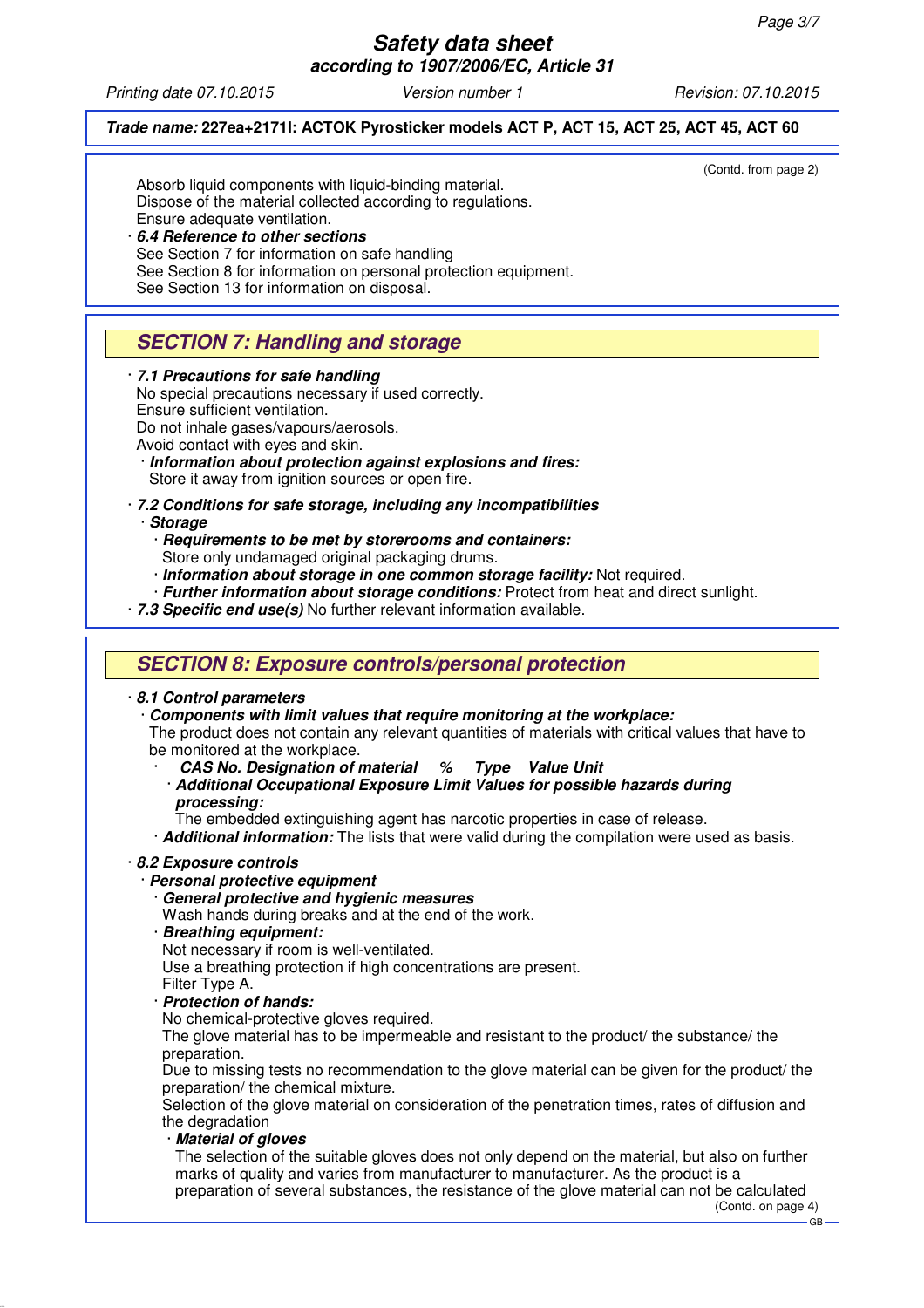(Contd. from page 2)

Absorb liquid components with liquid-binding material.
Dispose of the material collected according to regulations.
Ensure adequate ventilation.

· ***6.4 Reference to other sections***
See Section 7 for information on safe handling
See Section 8 for information on personal protection equipment.
See Section 13 for information on disposal.

## SECTION 7: Handling and storage

· ***7.1 Precautions for safe handling***
No special precautions necessary if used correctly.
Ensure sufficient ventilation.
Do not inhale gases/vapours/aerosols.
Avoid contact with eyes and skin.

· ***Information about protection against explosions and fires:***
Store it away from ignition sources or open fire.

· ***7.2 Conditions for safe storage, including any incompatibilities***

· ***Storage***

· ***Requirements to be met by storerooms and containers:***
Store only undamaged original packaging drums.

· ***Information about storage in one common storage facility:*** Not required.

· ***Further information about storage conditions:*** Protect from heat and direct sunlight.

· ***7.3 Specific end use(s)*** No further relevant information available.

## SECTION 8: Exposure controls/personal protection

· ***8.1 Control parameters***

· ***Components with limit values that require monitoring at the workplace:***
The product does not contain any relevant quantities of materials with critical values that have to be monitored at the workplace.

· ***CAS No. Designation of material % Type Value Unit***

· ***Additional Occupational Exposure Limit Values for possible hazards during processing:***
The embedded extinguishing agent has narcotic properties in case of release.

· ***Additional information:*** The lists that were valid during the compilation were used as basis.

· ***8.2 Exposure controls***

· ***Personal protective equipment***

· ***General protective and hygienic measures***
Wash hands during breaks and at the end of the work.

· ***Breathing equipment:***
Not necessary if room is well-ventilated.
Use a breathing protection if high concentrations are present.
Filter Type A.

· ***Protection of hands:***
No chemical-protective gloves required.
The glove material has to be impermeable and resistant to the product/ the substance/ the preparation.
Due to missing tests no recommendation to the glove material can be given for the product/ the preparation/ the chemical mixture.
Selection of the glove material on consideration of the penetration times, rates of diffusion and the degradation

· ***Material of gloves***
The selection of the suitable gloves does not only depend on the material, but also on further marks of quality and varies from manufacturer to manufacturer. As the product is a preparation of several substances, the resistance of the glove material can not be calculated

(Contd. on page 4)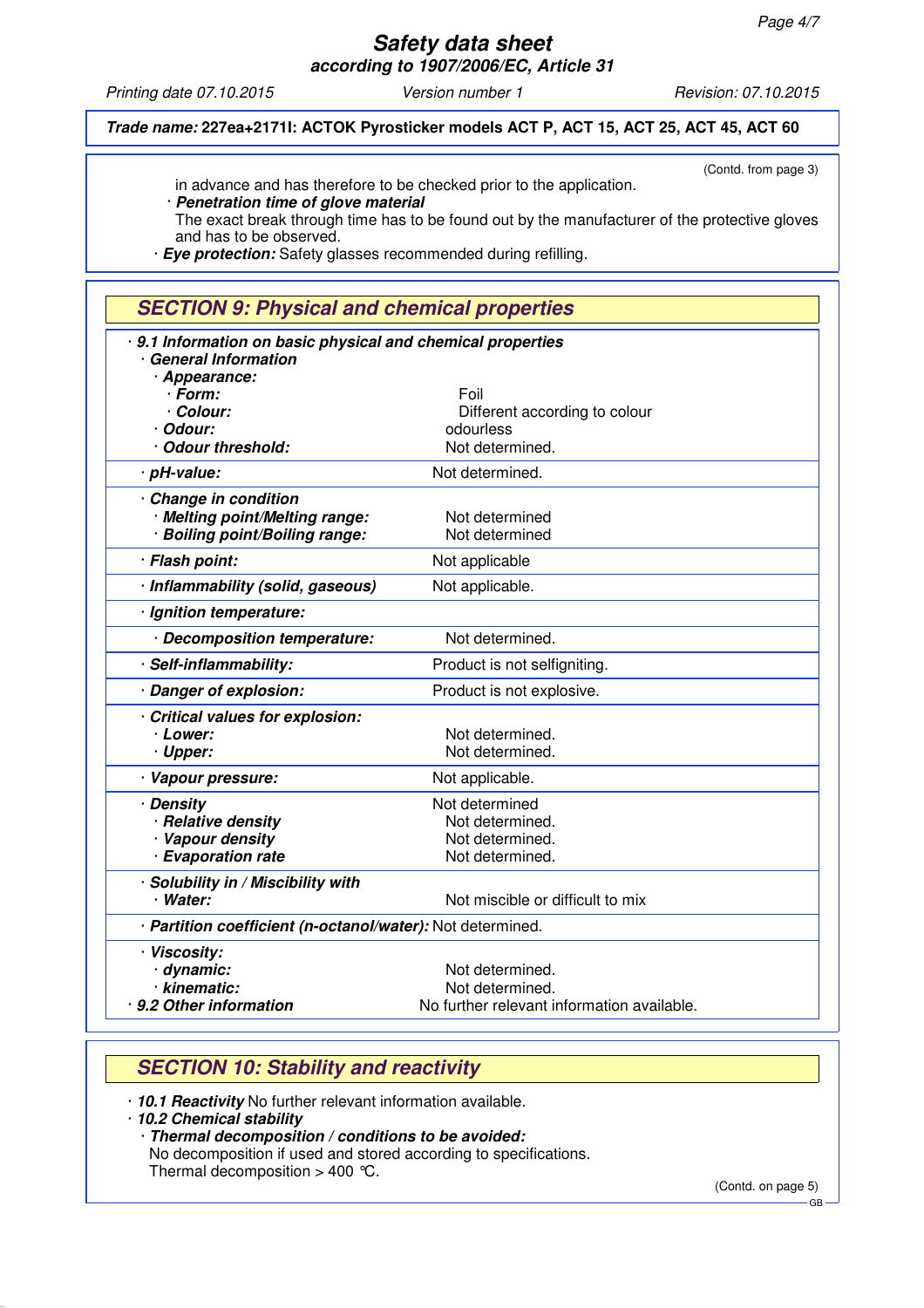**Trade name: 227ea+2171l: ACTOK Pyrosticker models ACT P, ACT 15, ACT 25, ACT 45, ACT 60**

(Contd. from page 3)

in advance and has therefore to be checked prior to the application.

· ***Penetration time of glove material***
The exact break through time has to be found out by the manufacturer of the protective gloves and has to be observed.

· ***Eye protection:*** Safety glasses recommended during refilling.

## SECTION 9: Physical and chemical properties

· ***9.1 Information on basic physical and chemical properties***

| Property | Value |
|---|---|
| · ***General Information*** | |
| · ***Appearance:*** | |
| · ***Form:*** | Foil |
| · ***Colour:*** | Different according to colour |
| · ***Odour:*** | odourless |
| · ***Odour threshold:*** | Not determined. |
| · ***pH-value:*** | Not determined. |
| · ***Change in condition*** | |
| · ***Melting point/Melting range:*** | Not determined |
| · ***Boiling point/Boiling range:*** | Not determined |
| · ***Flash point:*** | Not applicable |
| · ***Inflammability (solid, gaseous)*** | Not applicable. |
| · ***Ignition temperature:*** | |
| · ***Decomposition temperature:*** | Not determined. |
| · ***Self-inflammability:*** | Product is not selfigniting. |
| · ***Danger of explosion:*** | Product is not explosive. |
| · ***Critical values for explosion:*** | |
| · ***Lower:*** | Not determined. |
| · ***Upper:*** | Not determined. |
| · ***Vapour pressure:*** | Not applicable. |
| · ***Density*** | Not determined |
| · ***Relative density*** | Not determined. |
| · ***Vapour density*** | Not determined. |
| · ***Evaporation rate*** | Not determined. |
| · ***Solubility in / Miscibility with*** | |
| · ***Water:*** | Not miscible or difficult to mix |
| · ***Partition coefficient (n-octanol/water):*** | Not determined. |
| · ***Viscosity:*** | |
| · ***dynamic:*** | Not determined. |
| · ***kinematic:*** | Not determined. |
| · ***9.2 Other information*** | No further relevant information available. |

## SECTION 10: Stability and reactivity

· ***10.1 Reactivity*** No further relevant information available.

· ***10.2 Chemical stability***

· ***Thermal decomposition / conditions to be avoided:***
No decomposition if used and stored according to specifications.
Thermal decomposition > 400 °C.

(Contd. on page 5)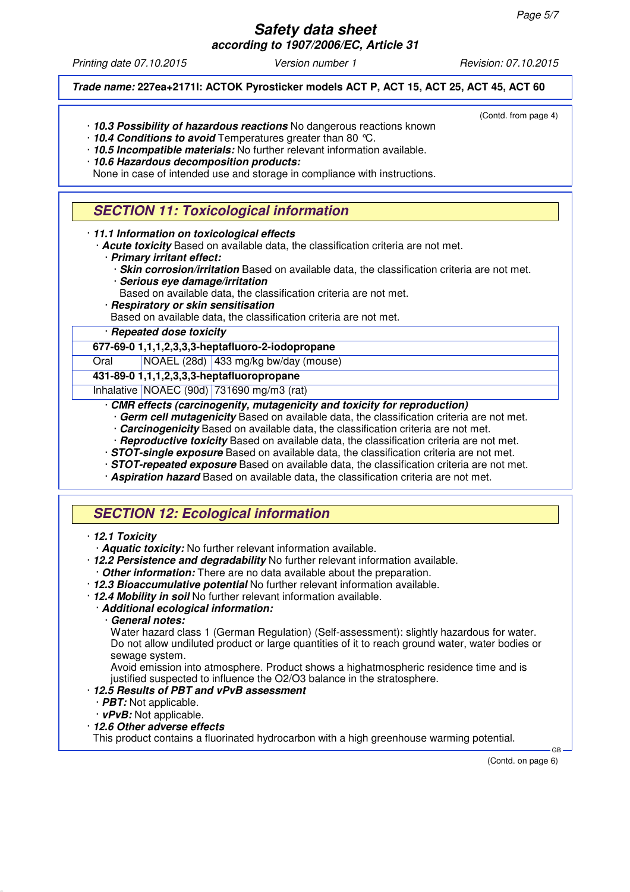**Trade name: 227ea+2171I: ACTOK Pyrosticker models ACT P, ACT 15, ACT 25, ACT 45, ACT 60**

(Contd. from page 4)

· **10.3 Possibility of hazardous reactions** No dangerous reactions known
· **10.4 Conditions to avoid** Temperatures greater than 80 °C.
· **10.5 Incompatible materials:** No further relevant information available.
· **10.6 Hazardous decomposition products:**
None in case of intended use and storage in compliance with instructions.

## SECTION 11: Toxicological information

· **11.1 Information on toxicological effects**
· **Acute toxicity** Based on available data, the classification criteria are not met.
· **Primary irritant effect:**
· **Skin corrosion/irritation** Based on available data, the classification criteria are not met.
· **Serious eye damage/irritation**
Based on available data, the classification criteria are not met.
· **Respiratory or skin sensitisation**
Based on available data, the classification criteria are not met.

· **Repeated dose toxicity**

| **677-69-0 1,1,1,2,3,3,3-heptafluoro-2-iodopropane** | | |
|---|---|---|
| Oral | NOAEL (28d) | 433 mg/kg bw/day (mouse) |
| **431-89-0 1,1,1,2,3,3,3-heptafluoropropane** | | |
| Inhalative | NOAEC (90d) | 731690 mg/m3 (rat) |

· **CMR effects (carcinogenity, mutagenicity and toxicity for reproduction)**
· **Germ cell mutagenicity** Based on available data, the classification criteria are not met.
· **Carcinogenicity** Based on available data, the classification criteria are not met.
· **Reproductive toxicity** Based on available data, the classification criteria are not met.
· **STOT-single exposure** Based on available data, the classification criteria are not met.
· **STOT-repeated exposure** Based on available data, the classification criteria are not met.
· **Aspiration hazard** Based on available data, the classification criteria are not met.

## SECTION 12: Ecological information

· **12.1 Toxicity**
· **Aquatic toxicity:** No further relevant information available.
· **12.2 Persistence and degradability** No further relevant information available.
· **Other information:** There are no data available about the preparation.
· **12.3 Bioaccumulative potential** No further relevant information available.
· **12.4 Mobility in soil** No further relevant information available.
· **Additional ecological information:**
· **General notes:**
Water hazard class 1 (German Regulation) (Self-assessment): slightly hazardous for water.
Do not allow undiluted product or large quantities of it to reach ground water, water bodies or sewage system.
Avoid emission into atmosphere. Product shows a highatmospheric residence time and is justified suspected to influence the O2/O3 balance in the stratosphere.
· **12.5 Results of PBT and vPvB assessment**
· **PBT:** Not applicable.
· **vPvB:** Not applicable.
· **12.6 Other adverse effects**
This product contains a fluorinated hydrocarbon with a high greenhouse warming potential.

(Contd. on page 6)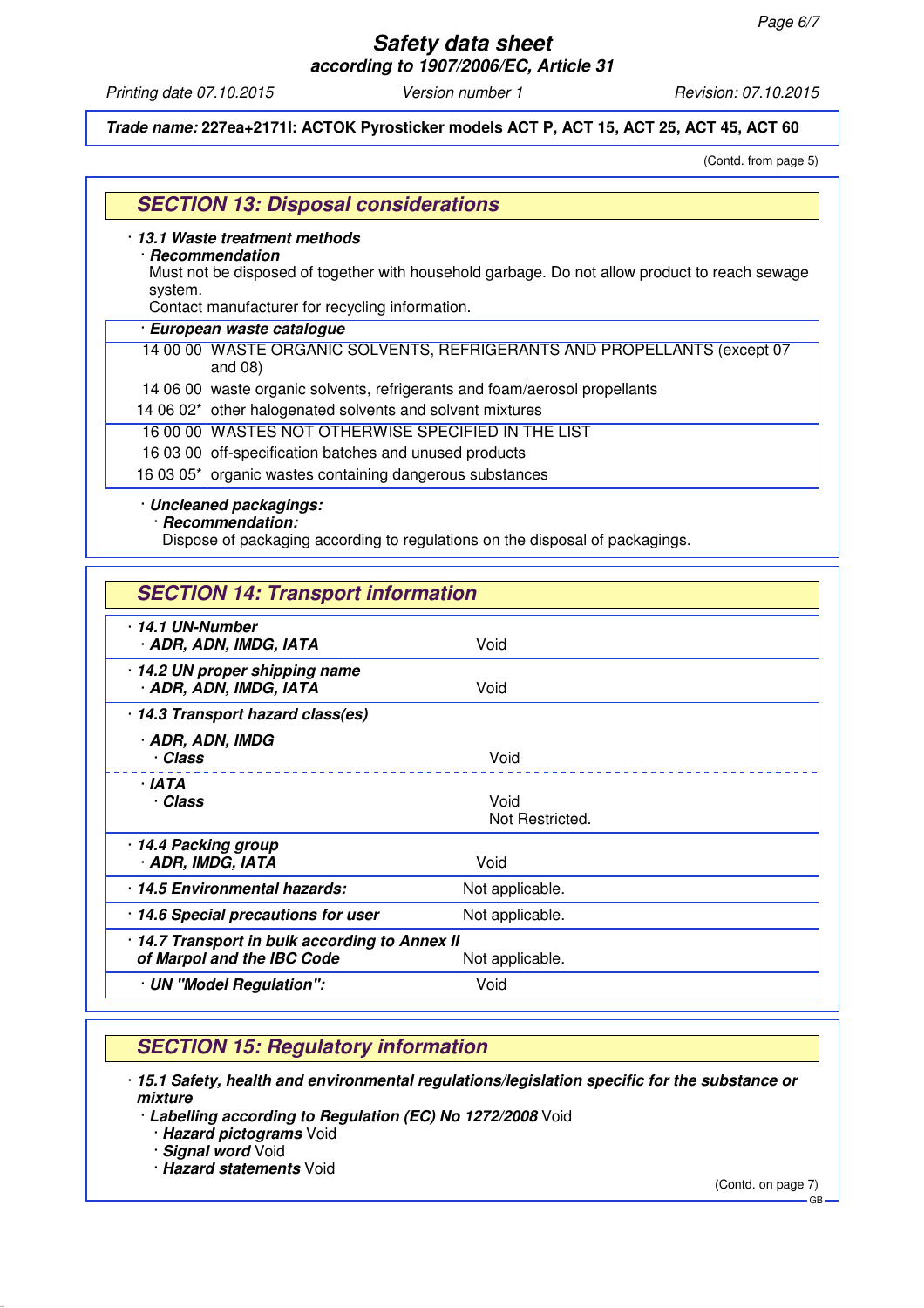**Trade name: 227ea+2171l: ACTOK Pyrosticker models ACT P, ACT 15, ACT 25, ACT 45, ACT 60**

(Contd. from page 5)

## SECTION 13: Disposal considerations

· ***13.1 Waste treatment methods***

· ***Recommendation***

Must not be disposed of together with household garbage. Do not allow product to reach sewage system.

Contact manufacturer for recycling information.

· ***European waste catalogue***

| | |
|---|---|
| 14 00 00 | WASTE ORGANIC SOLVENTS, REFRIGERANTS AND PROPELLANTS (except 07 and 08) |
| 14 06 00 | waste organic solvents, refrigerants and foam/aerosol propellants |
| 14 06 02* | other halogenated solvents and solvent mixtures |
| 16 00 00 | WASTES NOT OTHERWISE SPECIFIED IN THE LIST |
| 16 03 00 | off-specification batches and unused products |
| 16 03 05* | organic wastes containing dangerous substances |

· ***Uncleaned packagings:***

· ***Recommendation:***

Dispose of packaging according to regulations on the disposal of packagings.

## SECTION 14: Transport information

| | |
|---|---|
| · ***14.1 UN-Number*** · ***ADR, ADN, IMDG, IATA*** | Void |
| · ***14.2 UN proper shipping name*** · ***ADR, ADN, IMDG, IATA*** | Void |
| · ***14.3 Transport hazard class(es)*** | |
| · ***ADR, ADN, IMDG*** · ***Class*** | Void |
| · ***IATA*** · ***Class*** | Void Not Restricted. |
| · ***14.4 Packing group*** · ***ADR, IMDG, IATA*** | Void |
| · ***14.5 Environmental hazards:*** | Not applicable. |
| · ***14.6 Special precautions for user*** | Not applicable. |
| · ***14.7 Transport in bulk according to Annex II of Marpol and the IBC Code*** | Not applicable. |
| · ***UN "Model Regulation":*** | Void |

## SECTION 15: Regulatory information

· ***15.1 Safety, health and environmental regulations/legislation specific for the substance or mixture***

· ***Labelling according to Regulation (EC) No 1272/2008*** Void

· ***Hazard pictograms*** Void

· ***Signal word*** Void

· ***Hazard statements*** Void

(Contd. on page 7)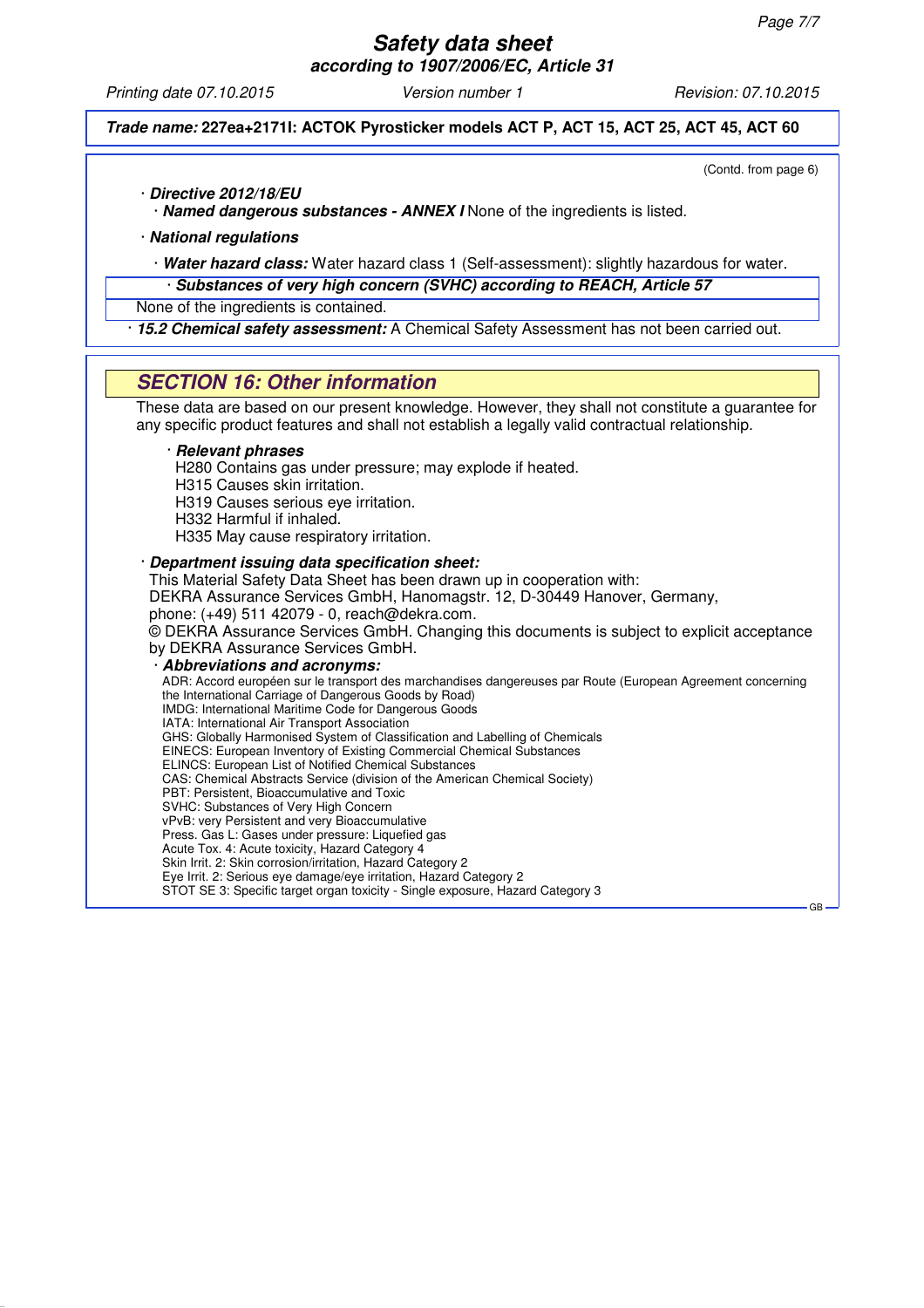(Contd. from page 6)

· ***Directive 2012/18/EU***

· ***Named dangerous substances - ANNEX I*** None of the ingredients is listed.

· ***National regulations***

· ***Water hazard class:*** Water hazard class 1 (Self-assessment): slightly hazardous for water.

· ***Substances of very high concern (SVHC) according to REACH, Article 57***

None of the ingredients is contained.

· ***15.2 Chemical safety assessment:*** A Chemical Safety Assessment has not been carried out.

## SECTION 16: Other information

These data are based on our present knowledge. However, they shall not constitute a guarantee for any specific product features and shall not establish a legally valid contractual relationship.

· ***Relevant phrases***

H280 Contains gas under pressure; may explode if heated.
H315 Causes skin irritation.
H319 Causes serious eye irritation.
H332 Harmful if inhaled.
H335 May cause respiratory irritation.

· ***Department issuing data specification sheet:***

This Material Safety Data Sheet has been drawn up in cooperation with:
DEKRA Assurance Services GmbH, Hanomagstr. 12, D-30449 Hanover, Germany,
phone: (+49) 511 42079 - 0, reach@dekra.com.
© DEKRA Assurance Services GmbH. Changing this documents is subject to explicit acceptance by DEKRA Assurance Services GmbH.

· ***Abbreviations and acronyms:***

ADR: Accord européen sur le transport des marchandises dangereuses par Route (European Agreement concerning the International Carriage of Dangerous Goods by Road)
IMDG: International Maritime Code for Dangerous Goods
IATA: International Air Transport Association
GHS: Globally Harmonised System of Classification and Labelling of Chemicals
EINECS: European Inventory of Existing Commercial Chemical Substances
ELINCS: European List of Notified Chemical Substances
CAS: Chemical Abstracts Service (division of the American Chemical Society)
PBT: Persistent, Bioaccumulative and Toxic
SVHC: Substances of Very High Concern
vPvB: very Persistent and very Bioaccumulative
Press. Gas L: Gases under pressure: Liquefied gas
Acute Tox. 4: Acute toxicity, Hazard Category 4
Skin Irrit. 2: Skin corrosion/irritation, Hazard Category 2
Eye Irrit. 2: Serious eye damage/eye irritation, Hazard Category 2
STOT SE 3: Specific target organ toxicity - Single exposure, Hazard Category 3